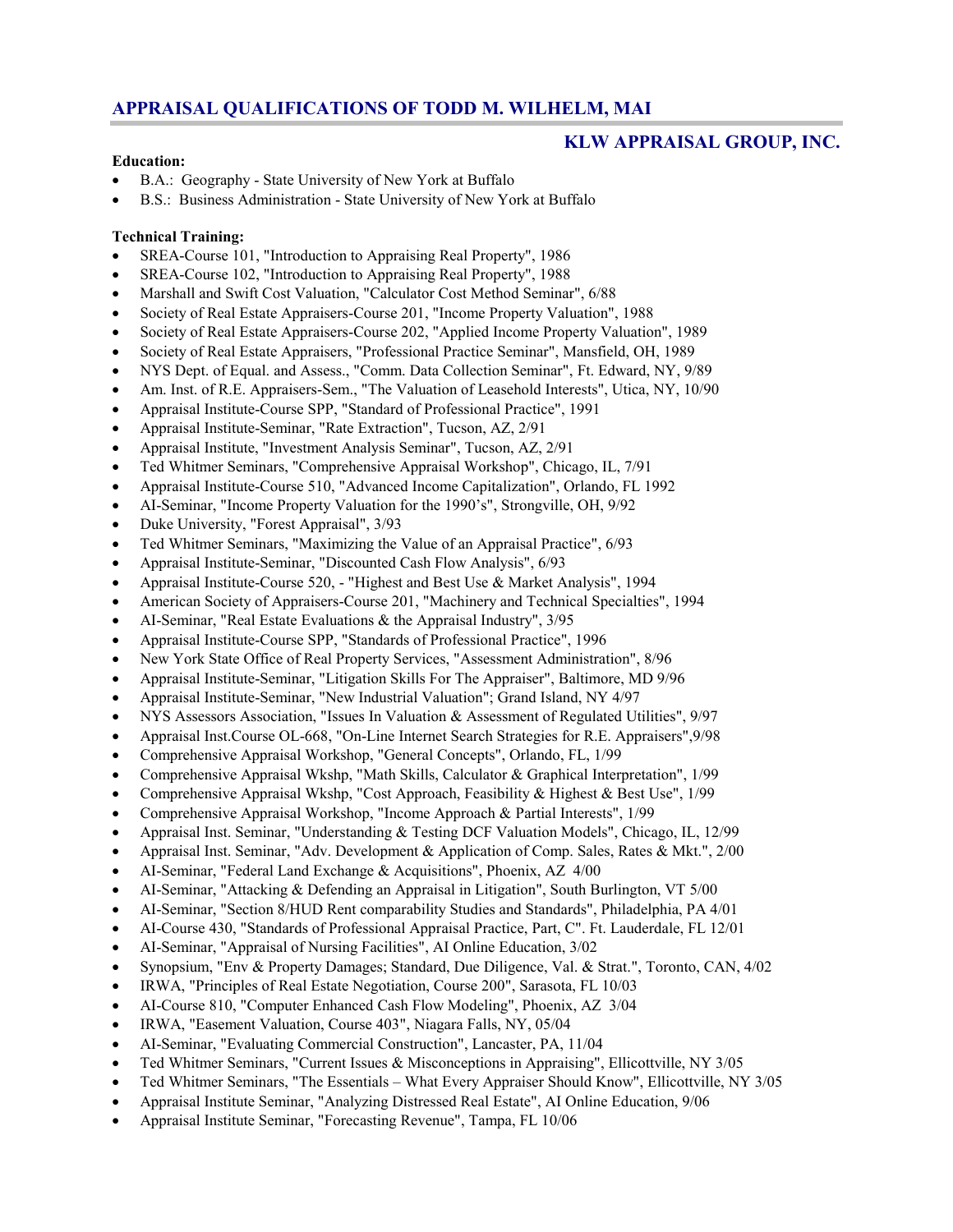# APPRAISAL QUALIFICATIONS OF TODD M. WILHELM, MAI

## KLW APPRAISAL GROUP, INC.

**Education:**

- B.A.: Geography - State University of New York at Buffalo
- B.S.: Business Administration - State University of New York at Buffalo

**Technical Training:**

- SREA-Course 101, "Introduction to Appraising Real Property", 1986
- SREA-Course 102, "Introduction to Appraising Real Property", 1988
- Marshall and Swift Cost Valuation, "Calculator Cost Method Seminar", 6/88
- Society of Real Estate Appraisers-Course 201, "Income Property Valuation", 1988
- Society of Real Estate Appraisers-Course 202, "Applied Income Property Valuation", 1989
- Society of Real Estate Appraisers, "Professional Practice Seminar", Mansfield, OH, 1989
- NYS Dept. of Equal. and Assess., "Comm. Data Collection Seminar", Ft. Edward, NY, 9/89
- Am. Inst. of R.E. Appraisers-Sem., "The Valuation of Leasehold Interests", Utica, NY, 10/90
- Appraisal Institute-Course SPP, "Standard of Professional Practice", 1991
- Appraisal Institute-Seminar, "Rate Extraction", Tucson, AZ, 2/91
- Appraisal Institute, "Investment Analysis Seminar", Tucson, AZ, 2/91
- Ted Whitmer Seminars, "Comprehensive Appraisal Workshop", Chicago, IL, 7/91
- Appraisal Institute-Course 510, "Advanced Income Capitalization", Orlando, FL 1992
- AI-Seminar, "Income Property Valuation for the 1990's", Strongville, OH, 9/92
- Duke University, "Forest Appraisal", 3/93
- Ted Whitmer Seminars, "Maximizing the Value of an Appraisal Practice", 6/93
- Appraisal Institute-Seminar, "Discounted Cash Flow Analysis", 6/93
- Appraisal Institute-Course 520, - "Highest and Best Use & Market Analysis", 1994
- American Society of Appraisers-Course 201, "Machinery and Technical Specialties", 1994
- AI-Seminar, "Real Estate Evaluations & the Appraisal Industry", 3/95
- Appraisal Institute-Course SPP, "Standards of Professional Practice", 1996
- New York State Office of Real Property Services, "Assessment Administration", 8/96
- Appraisal Institute-Seminar, "Litigation Skills For The Appraiser", Baltimore, MD 9/96
- Appraisal Institute-Seminar, "New Industrial Valuation"; Grand Island, NY 4/97
- NYS Assessors Association, "Issues In Valuation & Assessment of Regulated Utilities", 9/97
- Appraisal Inst.Course OL-668, "On-Line Internet Search Strategies for R.E. Appraisers",9/98
- Comprehensive Appraisal Workshop, "General Concepts", Orlando, FL, 1/99
- Comprehensive Appraisal Wkshp, "Math Skills, Calculator & Graphical Interpretation", 1/99
- Comprehensive Appraisal Wkshp, "Cost Approach, Feasibility & Highest & Best Use", 1/99
- Comprehensive Appraisal Workshop, "Income Approach & Partial Interests", 1/99
- Appraisal Inst. Seminar, "Understanding & Testing DCF Valuation Models", Chicago, IL, 12/99
- Appraisal Inst. Seminar, "Adv. Development & Application of Comp. Sales, Rates & Mkt.", 2/00
- AI-Seminar, "Federal Land Exchange & Acquisitions", Phoenix, AZ 4/00
- AI-Seminar, "Attacking & Defending an Appraisal in Litigation", South Burlington, VT 5/00
- AI-Seminar, "Section 8/HUD Rent comparability Studies and Standards", Philadelphia, PA 4/01
- AI-Course 430, "Standards of Professional Appraisal Practice, Part, C". Ft. Lauderdale, FL 12/01
- AI-Seminar, "Appraisal of Nursing Facilities", AI Online Education, 3/02
- Synopsium, "Env & Property Damages; Standard, Due Diligence, Val. & Strat.", Toronto, CAN, 4/02
- IRWA, "Principles of Real Estate Negotiation, Course 200", Sarasota, FL 10/03
- AI-Course 810, "Computer Enhanced Cash Flow Modeling", Phoenix, AZ 3/04
- IRWA, "Easement Valuation, Course 403", Niagara Falls, NY, 05/04
- AI-Seminar, "Evaluating Commercial Construction", Lancaster, PA, 11/04
- Ted Whitmer Seminars, "Current Issues & Misconceptions in Appraising", Ellicottville, NY 3/05
- Ted Whitmer Seminars, "The Essentials – What Every Appraiser Should Know", Ellicottville, NY 3/05
- Appraisal Institute Seminar, "Analyzing Distressed Real Estate", AI Online Education, 9/06
- Appraisal Institute Seminar, "Forecasting Revenue", Tampa, FL 10/06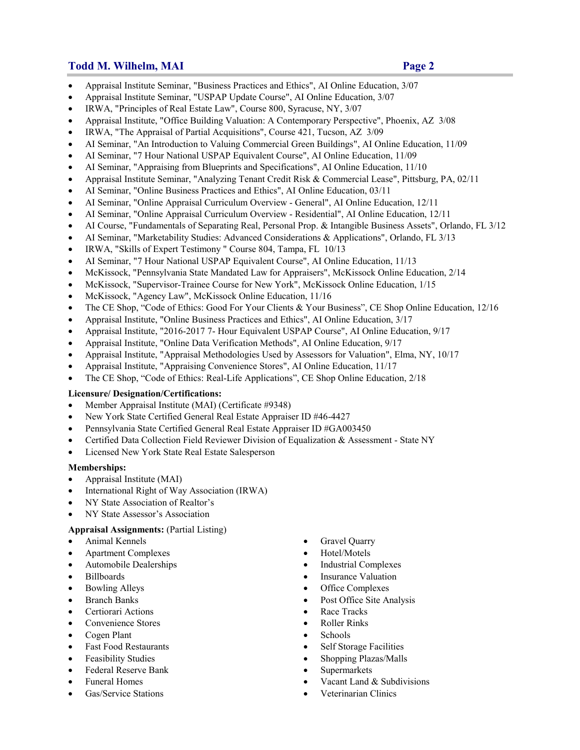- Appraisal Institute Seminar, "Business Practices and Ethics", AI Online Education, 3/07
- Appraisal Institute Seminar, "USPAP Update Course", AI Online Education, 3/07
- IRWA, "Principles of Real Estate Law", Course 800, Syracuse, NY, 3/07
- Appraisal Institute, "Office Building Valuation: A Contemporary Perspective", Phoenix, AZ 3/08
- IRWA, "The Appraisal of Partial Acquisitions", Course 421, Tucson, AZ 3/09
- AI Seminar, "An Introduction to Valuing Commercial Green Buildings", AI Online Education, 11/09
- AI Seminar, "7 Hour National USPAP Equivalent Course", AI Online Education, 11/09
- AI Seminar, "Appraising from Blueprints and Specifications", AI Online Education, 11/10
- Appraisal Institute Seminar, "Analyzing Tenant Credit Risk & Commercial Lease", Pittsburg, PA, 02/11
- AI Seminar, "Online Business Practices and Ethics", AI Online Education, 03/11
- AI Seminar, "Online Appraisal Curriculum Overview - General", AI Online Education, 12/11
- AI Seminar, "Online Appraisal Curriculum Overview - Residential", AI Online Education, 12/11
- AI Course, "Fundamentals of Separating Real, Personal Prop. & Intangible Business Assets", Orlando, FL 3/12
- AI Seminar, "Marketability Studies: Advanced Considerations & Applications", Orlando, FL 3/13
- IRWA, "Skills of Expert Testimony " Course 804, Tampa, FL 10/13
- AI Seminar, "7 Hour National USPAP Equivalent Course", AI Online Education, 11/13
- McKissock, "Pennsylvania State Mandated Law for Appraisers", McKissock Online Education, 2/14
- McKissock, "Supervisor-Trainee Course for New York", McKissock Online Education, 1/15
- McKissock, "Agency Law", McKissock Online Education, 11/16
- The CE Shop, "Code of Ethics: Good For Your Clients & Your Business", CE Shop Online Education, 12/16
- Appraisal Institute, "Online Business Practices and Ethics", AI Online Education, 3/17
- Appraisal Institute, "2016-2017 7- Hour Equivalent USPAP Course", AI Online Education, 9/17
- Appraisal Institute, "Online Data Verification Methods", AI Online Education, 9/17
- Appraisal Institute, "Appraisal Methodologies Used by Assessors for Valuation", Elma, NY, 10/17
- Appraisal Institute, "Appraising Convenience Stores", AI Online Education, 11/17
- The CE Shop, "Code of Ethics: Real-Life Applications", CE Shop Online Education, 2/18

**Licensure/ Designation/Certifications:**

- Member Appraisal Institute (MAI) (Certificate #9348)
- New York State Certified General Real Estate Appraiser ID #46-4427
- Pennsylvania State Certified General Real Estate Appraiser ID #GA003450
- Certified Data Collection Field Reviewer Division of Equalization & Assessment - State NY
- Licensed New York State Real Estate Salesperson

**Memberships:**

- Appraisal Institute (MAI)
- International Right of Way Association (IRWA)
- NY State Association of Realtor's
- NY State Assessor's Association

**Appraisal Assignments:** (Partial Listing)

- Animal Kennels
- Apartment Complexes
- Automobile Dealerships
- Billboards
- Bowling Alleys
- Branch Banks
- Certiorari Actions
- Convenience Stores
- Cogen Plant
- Fast Food Restaurants
- Feasibility Studies
- Federal Reserve Bank
- Funeral Homes
- Gas/Service Stations
- Gravel Quarry
- Hotel/Motels
- Industrial Complexes
- Insurance Valuation
- Office Complexes
- Post Office Site Analysis
- Race Tracks
- Roller Rinks
- Schools
- Self Storage Facilities
- Shopping Plazas/Malls
- Supermarkets
- Vacant Land & Subdivisions
- Veterinarian Clinics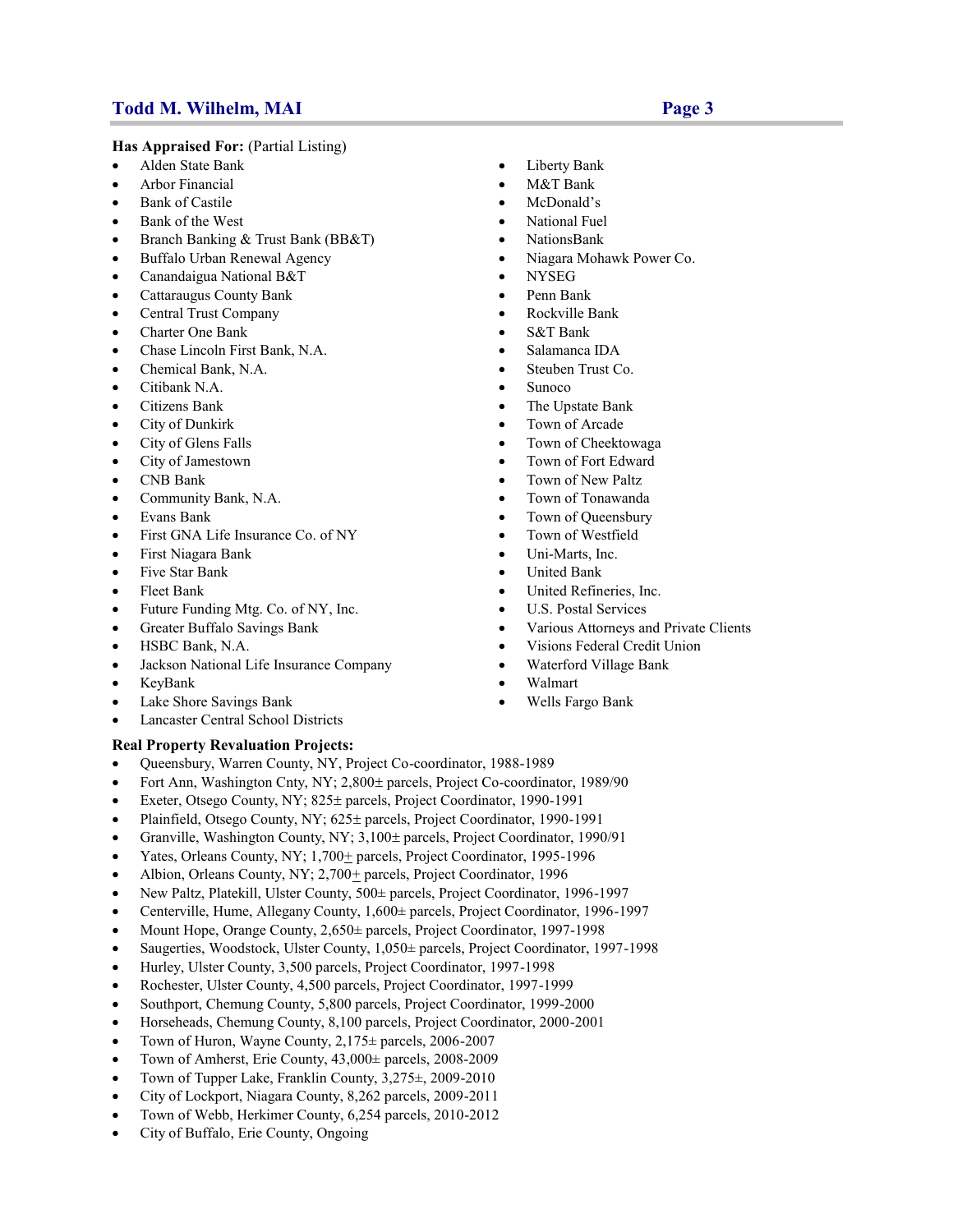**Has Appraised For:** (Partial Listing)

- Alden State Bank
- Arbor Financial
- Bank of Castile
- Bank of the West
- Branch Banking & Trust Bank (BB&T)
- Buffalo Urban Renewal Agency
- Canandaigua National B&T
- Cattaraugus County Bank
- Central Trust Company
- Charter One Bank
- Chase Lincoln First Bank, N.A.
- Chemical Bank, N.A.
- Citibank N.A.
- Citizens Bank
- City of Dunkirk
- City of Glens Falls
- City of Jamestown
- CNB Bank
- Community Bank, N.A.
- Evans Bank
- First GNA Life Insurance Co. of NY
- First Niagara Bank
- Five Star Bank
- Fleet Bank
- Future Funding Mtg. Co. of NY, Inc.
- Greater Buffalo Savings Bank
- HSBC Bank, N.A.
- Jackson National Life Insurance Company
- KeyBank
- Lake Shore Savings Bank
- Lancaster Central School Districts
- Liberty Bank
- M&T Bank
- McDonald's
- National Fuel
- NationsBank
- Niagara Mohawk Power Co.
- NYSEG
- Penn Bank
- Rockville Bank
- S&T Bank
- Salamanca IDA
- Steuben Trust Co.
- Sunoco
- The Upstate Bank
- Town of Arcade
- Town of Cheektowaga
- Town of Fort Edward
- Town of New Paltz
- Town of Tonawanda
- Town of Queensbury
- Town of Westfield
- Uni-Marts, Inc.
- United Bank
- United Refineries, Inc.
- U.S. Postal Services
- Various Attorneys and Private Clients
- Visions Federal Credit Union
- Waterford Village Bank
- Walmart
- Wells Fargo Bank

**Real Property Revaluation Projects:**

- Queensbury, Warren County, NY, Project Co-coordinator, 1988-1989
- Fort Ann, Washington Cnty, NY; 2,800± parcels, Project Co-coordinator, 1989/90
- Exeter, Otsego County, NY; 825± parcels, Project Coordinator, 1990-1991
- Plainfield, Otsego County, NY; 625± parcels, Project Coordinator, 1990-1991
- Granville, Washington County, NY; 3,100± parcels, Project Coordinator, 1990/91
- Yates, Orleans County, NY; 1,700± parcels, Project Coordinator, 1995-1996
- Albion, Orleans County, NY; 2,700± parcels, Project Coordinator, 1996
- New Paltz, Platekill, Ulster County, 500± parcels, Project Coordinator, 1996-1997
- Centerville, Hume, Allegany County, 1,600± parcels, Project Coordinator, 1996-1997
- Mount Hope, Orange County, 2,650± parcels, Project Coordinator, 1997-1998
- Saugerties, Woodstock, Ulster County, 1,050± parcels, Project Coordinator, 1997-1998
- Hurley, Ulster County, 3,500 parcels, Project Coordinator, 1997-1998
- Rochester, Ulster County, 4,500 parcels, Project Coordinator, 1997-1999
- Southport, Chemung County, 5,800 parcels, Project Coordinator, 1999-2000
- Horseheads, Chemung County, 8,100 parcels, Project Coordinator, 2000-2001
- Town of Huron, Wayne County, 2,175± parcels, 2006-2007
- Town of Amherst, Erie County, 43,000± parcels, 2008-2009
- Town of Tupper Lake, Franklin County, 3,275±, 2009-2010
- City of Lockport, Niagara County, 8,262 parcels, 2009-2011
- Town of Webb, Herkimer County, 6,254 parcels, 2010-2012
- City of Buffalo, Erie County, Ongoing